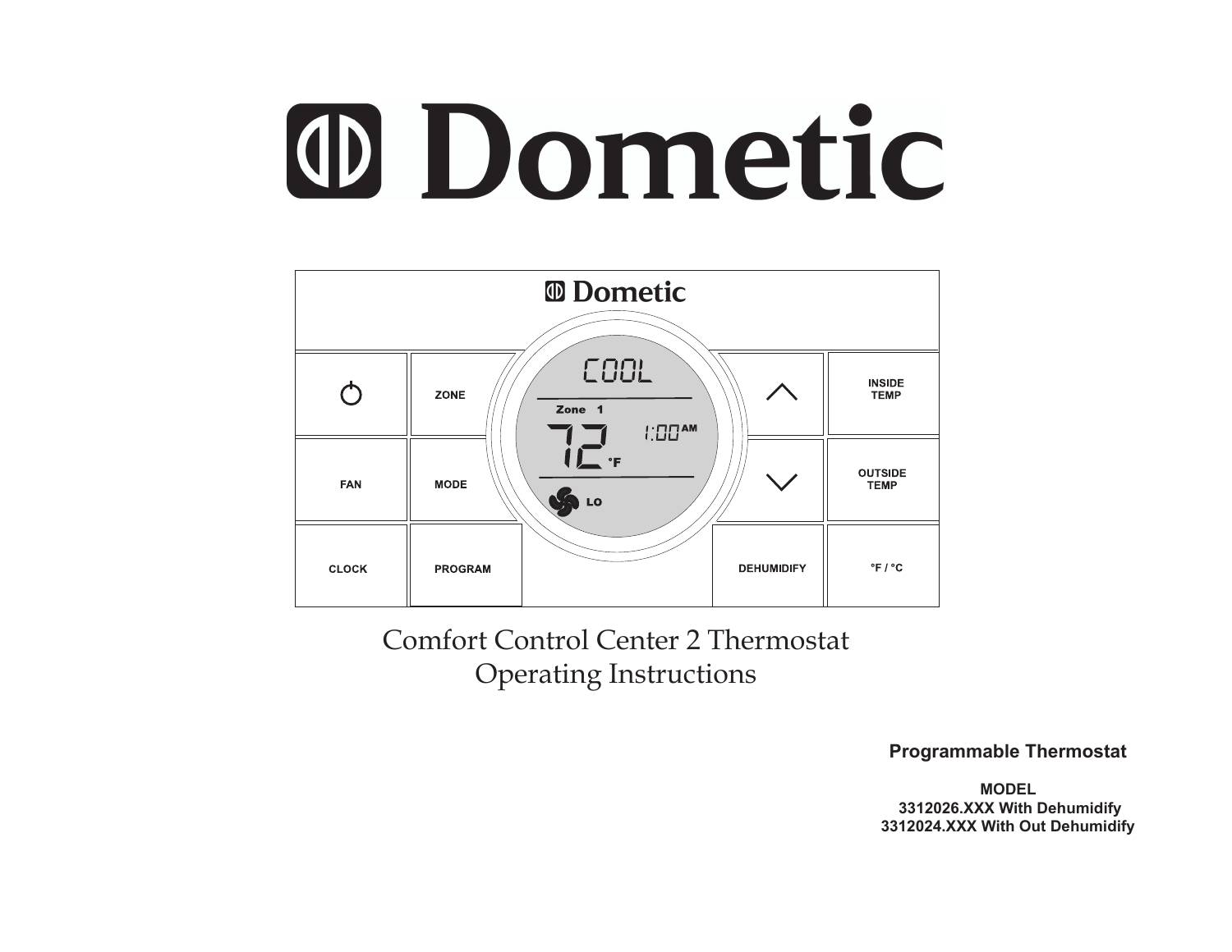# Dometic

Comfort Control Center 2 Thermostat
Operating Instructions

**Programmable Thermostat**

**MODEL**
**3312026.XXX With Dehumidify**
**3312024.XXX With Out Dehumidify**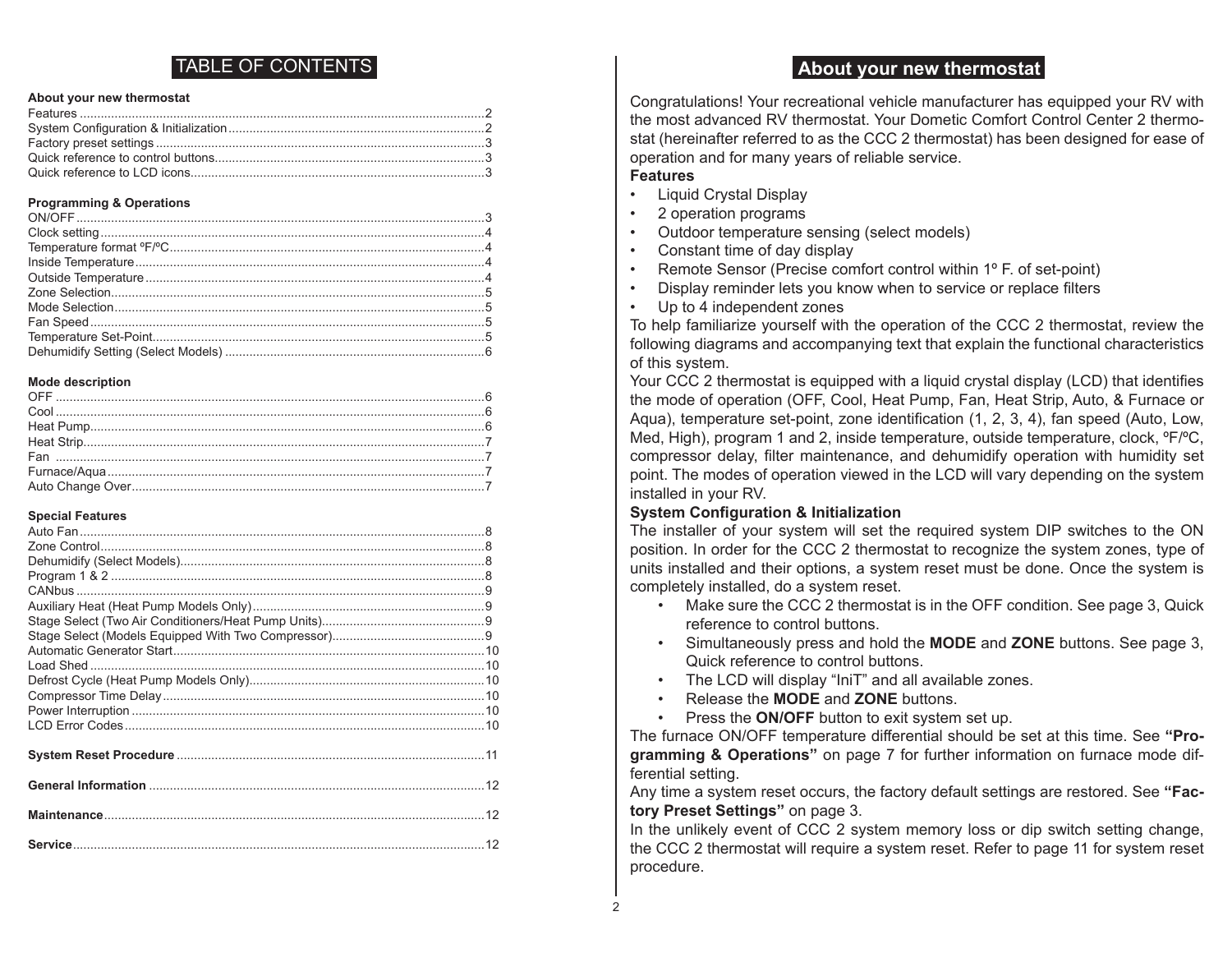# TABLE OF CONTENTS

**About your new thermostat**

| Section | Page |
|---|---|
| Features | 2 |
| System Configuration & Initialization | 2 |
| Factory preset settings | 3 |
| Quick reference to control buttons | 3 |
| Quick reference to LCD icons | 3 |

**Programming & Operations**

| Section | Page |
|---|---|
| ON/OFF | 3 |
| Clock setting | 4 |
| Temperature format ºF/ºC | 4 |
| Inside Temperature | 4 |
| Outside Temperature | 4 |
| Zone Selection | 5 |
| Mode Selection | 5 |
| Fan Speed | 5 |
| Temperature Set-Point | 5 |
| Dehumidify Setting (Select Models) | 6 |

**Mode description**

| Section | Page |
|---|---|
| OFF | 6 |
| Cool | 6 |
| Heat Pump | 6 |
| Heat Strip | 7 |
| Fan | 7 |
| Furnace/Aqua | 7 |
| Auto Change Over | 7 |

**Special Features**

| Section | Page |
|---|---|
| Auto Fan | 8 |
| Zone Control | 8 |
| Dehumidify (Select Models) | 8 |
| Program 1 & 2 | 8 |
| CANbus | 9 |
| Auxiliary Heat (Heat Pump Models Only) | 9 |
| Stage Select (Two Air Conditioners/Heat Pump Units) | 9 |
| Stage Select (Models Equipped With Two Compressor) | 9 |
| Automatic Generator Start | 10 |
| Load Shed | 10 |
| Defrost Cycle (Heat Pump Models Only) | 10 |
| Compressor Time Delay | 10 |
| Power Interruption | 10 |
| LCD Error Codes | 10 |

| Section | Page |
|---|---|
| **System Reset Procedure** | 11 |
| **General Information** | 12 |
| **Maintenance** | 12 |
| **Service** | 12 |

# About your new thermostat

Congratulations! Your recreational vehicle manufacturer has equipped your RV with the most advanced RV thermostat. Your Dometic Comfort Control Center 2 thermostat (hereinafter referred to as the CCC 2 thermostat) has been designed for ease of operation and for many years of reliable service.

**Features**

- Liquid Crystal Display
- 2 operation programs
- Outdoor temperature sensing (select models)
- Constant time of day display
- Remote Sensor (Precise comfort control within 1º F. of set-point)
- Display reminder lets you know when to service or replace filters
- Up to 4 independent zones

To help familiarize yourself with the operation of the CCC 2 thermostat, review the following diagrams and accompanying text that explain the functional characteristics of this system.

Your CCC 2 thermostat is equipped with a liquid crystal display (LCD) that identifies the mode of operation (OFF, Cool, Heat Pump, Fan, Heat Strip, Auto, & Furnace or Aqua), temperature set-point, zone identification (1, 2, 3, 4), fan speed (Auto, Low, Med, High), program 1 and 2, inside temperature, outside temperature, clock, ºF/ºC, compressor delay, filter maintenance, and dehumidify operation with humidity set point. The modes of operation viewed in the LCD will vary depending on the system installed in your RV.

**System Configuration & Initialization**

The installer of your system will set the required system DIP switches to the ON position. In order for the CCC 2 thermostat to recognize the system zones, type of units installed and their options, a system reset must be done. Once the system is completely installed, do a system reset.

- Make sure the CCC 2 thermostat is in the OFF condition. See page 3, Quick reference to control buttons.
- Simultaneously press and hold the **MODE** and **ZONE** buttons. See page 3, Quick reference to control buttons.
- The LCD will display "IniT" and all available zones.
- Release the **MODE** and **ZONE** buttons.
- Press the **ON/OFF** button to exit system set up.

The furnace ON/OFF temperature differential should be set at this time. See **"Programming & Operations"** on page 7 for further information on furnace mode differential setting.

Any time a system reset occurs, the factory default settings are restored. See **"Factory Preset Settings"** on page 3.

In the unlikely event of CCC 2 system memory loss or dip switch setting change, the CCC 2 thermostat will require a system reset. Refer to page 11 for system reset procedure.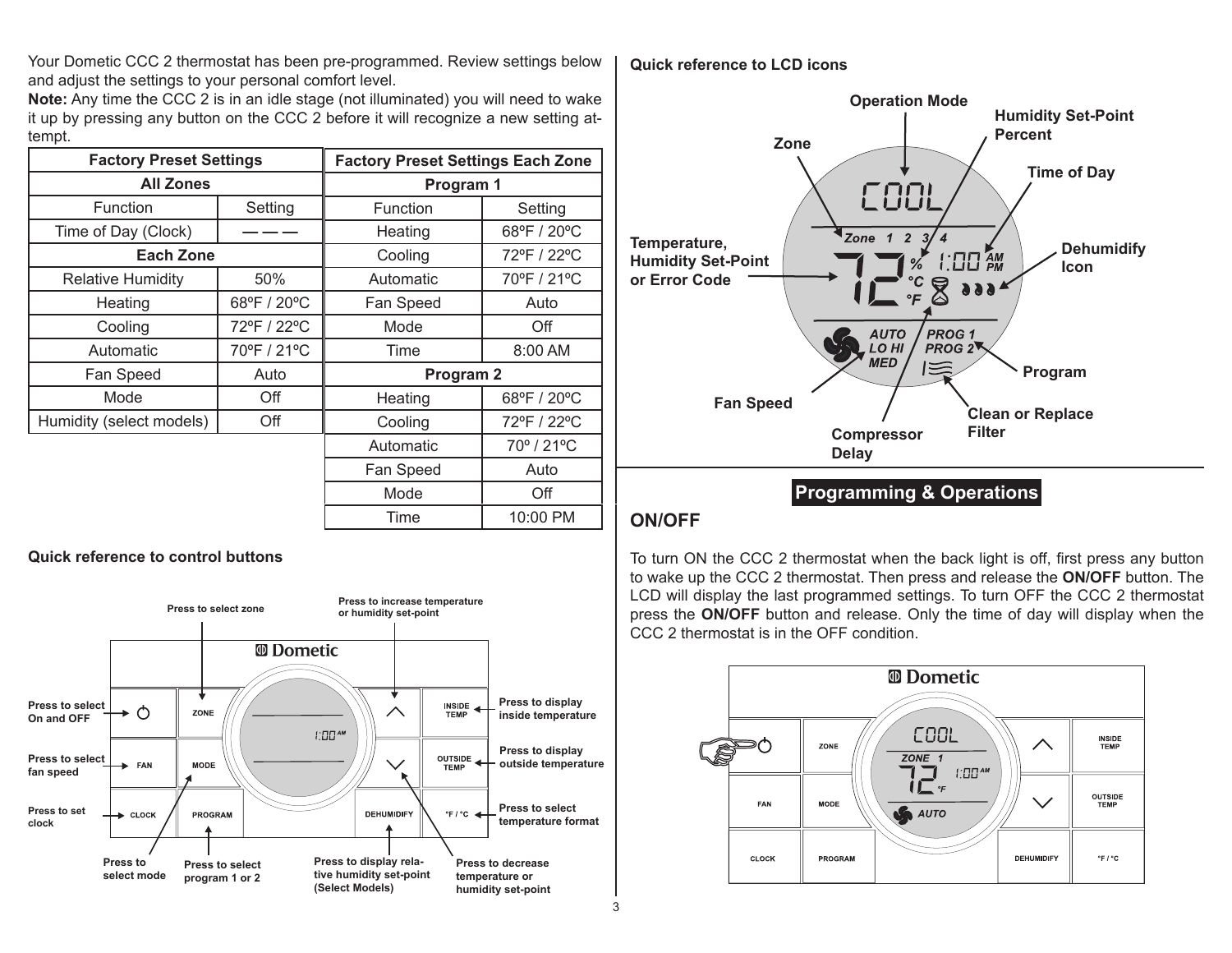Your Dometic CCC 2 thermostat has been pre-programmed. Review settings below and adjust the settings to your personal comfort level.

**Note:** Any time the CCC 2 is in an idle stage (not illuminated) you will need to wake it up by pressing any button on the CCC 2 before it will recognize a new setting attempt.

| Factory Preset Settings | |
|---|---|
| **All Zones** | |
| Function | Setting |
| Time of Day (Clock) | — — — |
| **Each Zone** | |
| Relative Humidity | 50% |
| Heating | 68ºF / 20ºC |
| Cooling | 72ºF / 22ºC |
| Automatic | 70ºF / 21ºC |
| Fan Speed | Auto |
| Mode | Off |
| Humidity (select models) | Off |

| Factory Preset Settings Each Zone | |
|---|---|
| **Program 1** | |
| Function | Setting |
| Heating | 68ºF / 20ºC |
| Cooling | 72ºF / 22ºC |
| Automatic | 70ºF / 21ºC |
| Fan Speed | Auto |
| Mode | Off |
| Time | 8:00 AM |
| **Program 2** | |
| Heating | 68ºF / 20ºC |
| Cooling | 72ºF / 22ºC |
| Automatic | 70º / 21ºC |
| Fan Speed | Auto |
| Mode | Off |
| Time | 10:00 PM |

**Quick reference to control buttons**

- Press to select zone (ZONE)
- Press to increase temperature or humidity set-point (^)
- Press to select On and OFF (⏻)
- Press to display inside temperature (INSIDE TEMP)
- Press to select fan speed (FAN)
- Press to display outside temperature (OUTSIDE TEMP)
- Press to set clock (CLOCK)
- Press to select temperature format (°F / °C)
- Press to select mode (MODE)
- Press to select program 1 or 2 (PROGRAM)
- Press to display relative humidity set-point (Select Models) (DEHUMIDIFY)
- Press to decrease temperature or humidity set-point (v)

**Quick reference to LCD icons**

- Operation Mode
- Humidity Set-Point Percent
- Zone
- Time of Day
- Temperature, Humidity Set-Point or Error Code
- Dehumidify Icon
- Program
- Fan Speed
- Clean or Replace Filter
- Compressor Delay

## Programming & Operations

### ON/OFF

To turn ON the CCC 2 thermostat when the back light is off, first press any button to wake up the CCC 2 thermostat. Then press and release the **ON/OFF** button. The LCD will display the last programmed settings. To turn OFF the CCC 2 thermostat press the **ON/OFF** button and release. Only the time of day will display when the CCC 2 thermostat is in the OFF condition.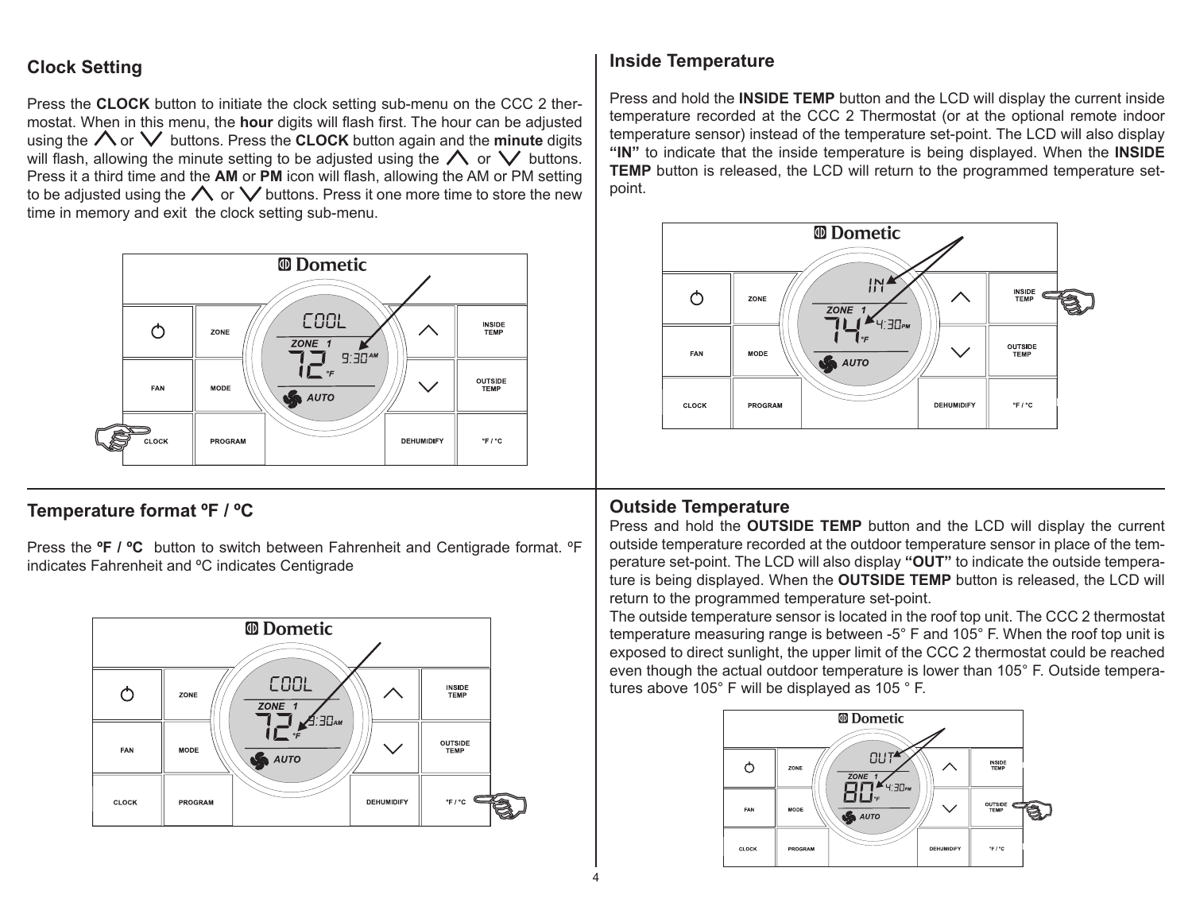## Clock Setting

Press the **CLOCK** button to initiate the clock setting sub-menu on the CCC 2 thermostat. When in this menu, the **hour** digits will flash first. The hour can be adjusted using the ∧ or ∨ buttons. Press the **CLOCK** button again and the **minute** digits will flash, allowing the minute setting to be adjusted using the ∧ or ∨ buttons. Press it a third time and the **AM** or **PM** icon will flash, allowing the AM or PM setting to be adjusted using the ∧ or ∨ buttons. Press it one more time to store the new time in memory and exit the clock setting sub-menu.

## Temperature format ºF / ºC

Press the **ºF / ºC** button to switch between Fahrenheit and Centigrade format. ºF indicates Fahrenheit and ºC indicates Centigrade

## Inside Temperature

Press and hold the **INSIDE TEMP** button and the LCD will display the current inside temperature recorded at the CCC 2 Thermostat (or at the optional remote indoor temperature sensor) instead of the temperature set-point. The LCD will also display **"IN"** to indicate that the inside temperature is being displayed. When the **INSIDE TEMP** button is released, the LCD will return to the programmed temperature set-point.

## Outside Temperature

Press and hold the **OUTSIDE TEMP** button and the LCD will display the current outside temperature recorded at the outdoor temperature sensor in place of the temperature set-point. The LCD will also display **"OUT"** to indicate the outside temperature is being displayed. When the **OUTSIDE TEMP** button is released, the LCD will return to the programmed temperature set-point.

The outside temperature sensor is located in the roof top unit. The CCC 2 thermostat temperature measuring range is between -5° F and 105° F. When the roof top unit is exposed to direct sunlight, the upper limit of the CCC 2 thermostat could be reached even though the actual outdoor temperature is lower than 105° F. Outside temperatures above 105° F will be displayed as 105 ° F.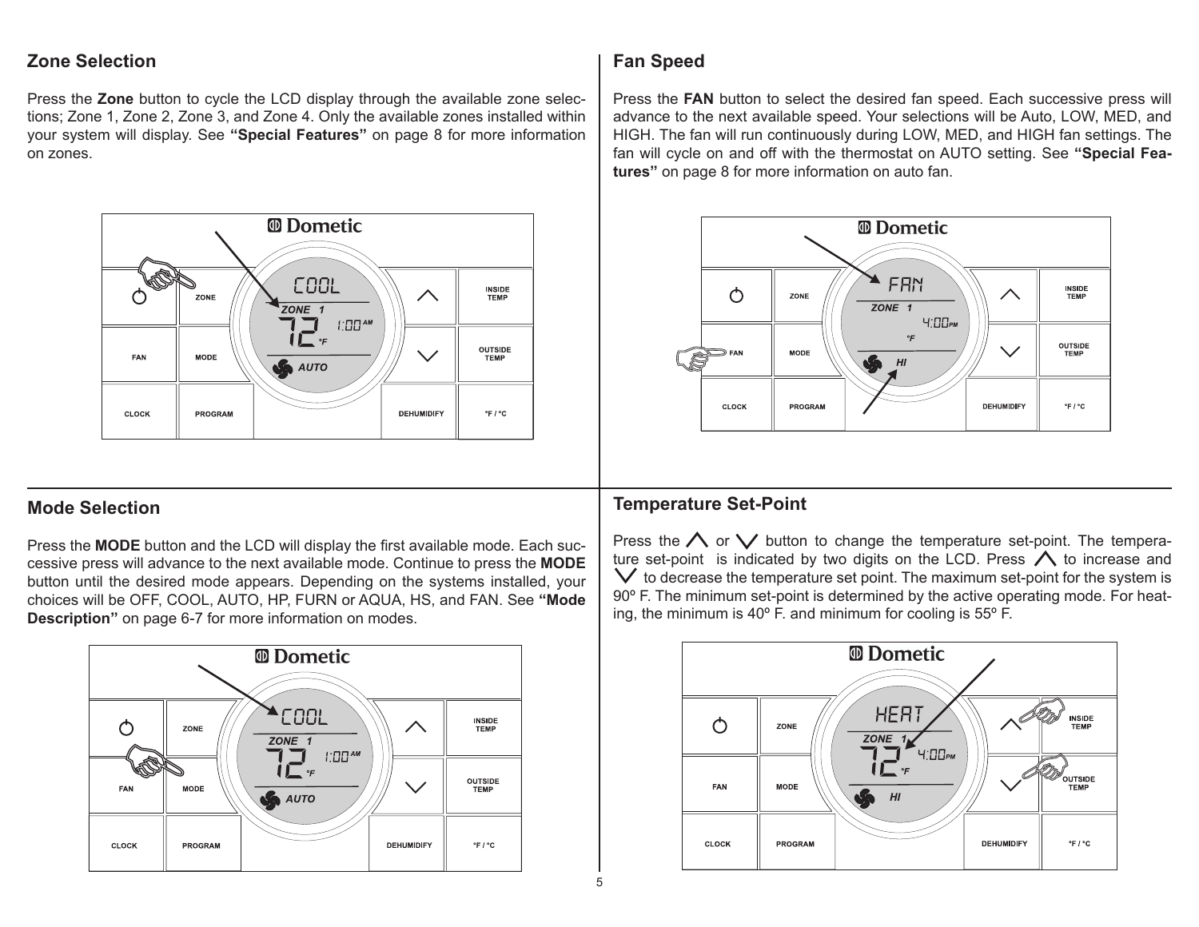## Zone Selection

Press the **Zone** button to cycle the LCD display through the available zone selections; Zone 1, Zone 2, Zone 3, and Zone 4. Only the available zones installed within your system will display. See **"Special Features"** on page 8 for more information on zones.

## Fan Speed

Press the **FAN** button to select the desired fan speed. Each successive press will advance to the next available speed. Your selections will be Auto, LOW, MED, and HIGH. The fan will run continuously during LOW, MED, and HIGH fan settings. The fan will cycle on and off with the thermostat on AUTO setting. See **"Special Features"** on page 8 for more information on auto fan.

## Mode Selection

Press the **MODE** button and the LCD will display the first available mode. Each successive press will advance to the next available mode. Continue to press the **MODE** button until the desired mode appears. Depending on the systems installed, your choices will be OFF, COOL, AUTO, HP, FURN or AQUA, HS, and FAN. See **"Mode Description"** on page 6-7 for more information on modes.

## Temperature Set-Point

Press the ∧ or ∨ button to change the temperature set-point. The temperature set-point is indicated by two digits on the LCD. Press ∧ to increase and ∨ to decrease the temperature set point. The maximum set-point for the system is 90º F. The minimum set-point is determined by the active operating mode. For heating, the minimum is 40º F. and minimum for cooling is 55º F.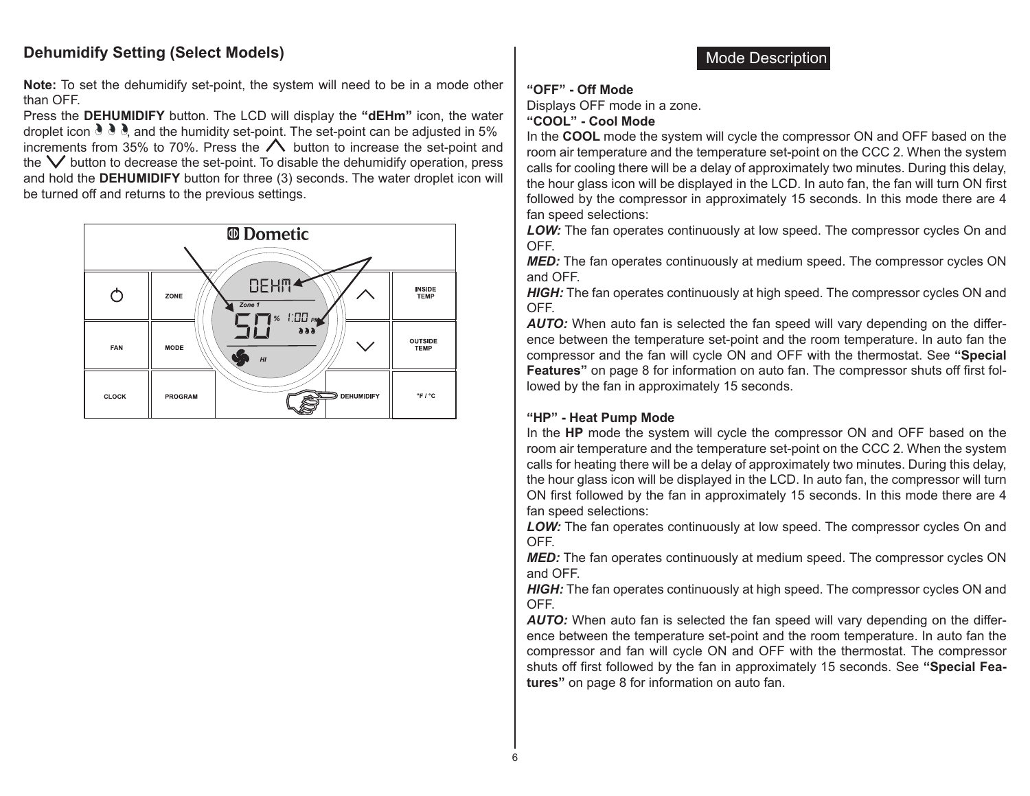## Dehumidify Setting (Select Models)

**Note:** To set the dehumidify set-point, the system will need to be in a mode other than OFF.

Press the **DEHUMIDIFY** button. The LCD will display the **"dEHm"** icon, the water droplet icon, and the humidity set-point. The set-point can be adjusted in 5% increments from 35% to 70%. Press the ∧ button to increase the set-point and the ∨ button to decrease the set-point. To disable the dehumidify operation, press and hold the **DEHUMIDIFY** button for three (3) seconds. The water droplet icon will be turned off and returns to the previous settings.

## Mode Description

**"OFF" - Off Mode**

Displays OFF mode in a zone.

**"COOL" - Cool Mode**

In the **COOL** mode the system will cycle the compressor ON and OFF based on the room air temperature and the temperature set-point on the CCC 2. When the system calls for cooling there will be a delay of approximately two minutes. During this delay, the hour glass icon will be displayed in the LCD. In auto fan, the fan will turn ON first followed by the compressor in approximately 15 seconds. In this mode there are 4 fan speed selections:

***LOW:*** The fan operates continuously at low speed. The compressor cycles On and OFF.

***MED:*** The fan operates continuously at medium speed. The compressor cycles ON and OFF.

***HIGH:*** The fan operates continuously at high speed. The compressor cycles ON and OFF.

***AUTO:*** When auto fan is selected the fan speed will vary depending on the difference between the temperature set-point and the room temperature. In auto fan the compressor and the fan will cycle ON and OFF with the thermostat. See **"Special Features"** on page 8 for information on auto fan. The compressor shuts off first followed by the fan in approximately 15 seconds.

**"HP" - Heat Pump Mode**

In the **HP** mode the system will cycle the compressor ON and OFF based on the room air temperature and the temperature set-point on the CCC 2. When the system calls for heating there will be a delay of approximately two minutes. During this delay, the hour glass icon will be displayed in the LCD. In auto fan, the compressor will turn ON first followed by the fan in approximately 15 seconds. In this mode there are 4 fan speed selections:

***LOW:*** The fan operates continuously at low speed. The compressor cycles On and OFF.

***MED:*** The fan operates continuously at medium speed. The compressor cycles ON and OFF.

***HIGH:*** The fan operates continuously at high speed. The compressor cycles ON and OFF.

***AUTO:*** When auto fan is selected the fan speed will vary depending on the difference between the temperature set-point and the room temperature. In auto fan the compressor and fan will cycle ON and OFF with the thermostat. The compressor shuts off first followed by the fan in approximately 15 seconds. See **"Special Features"** on page 8 for information on auto fan.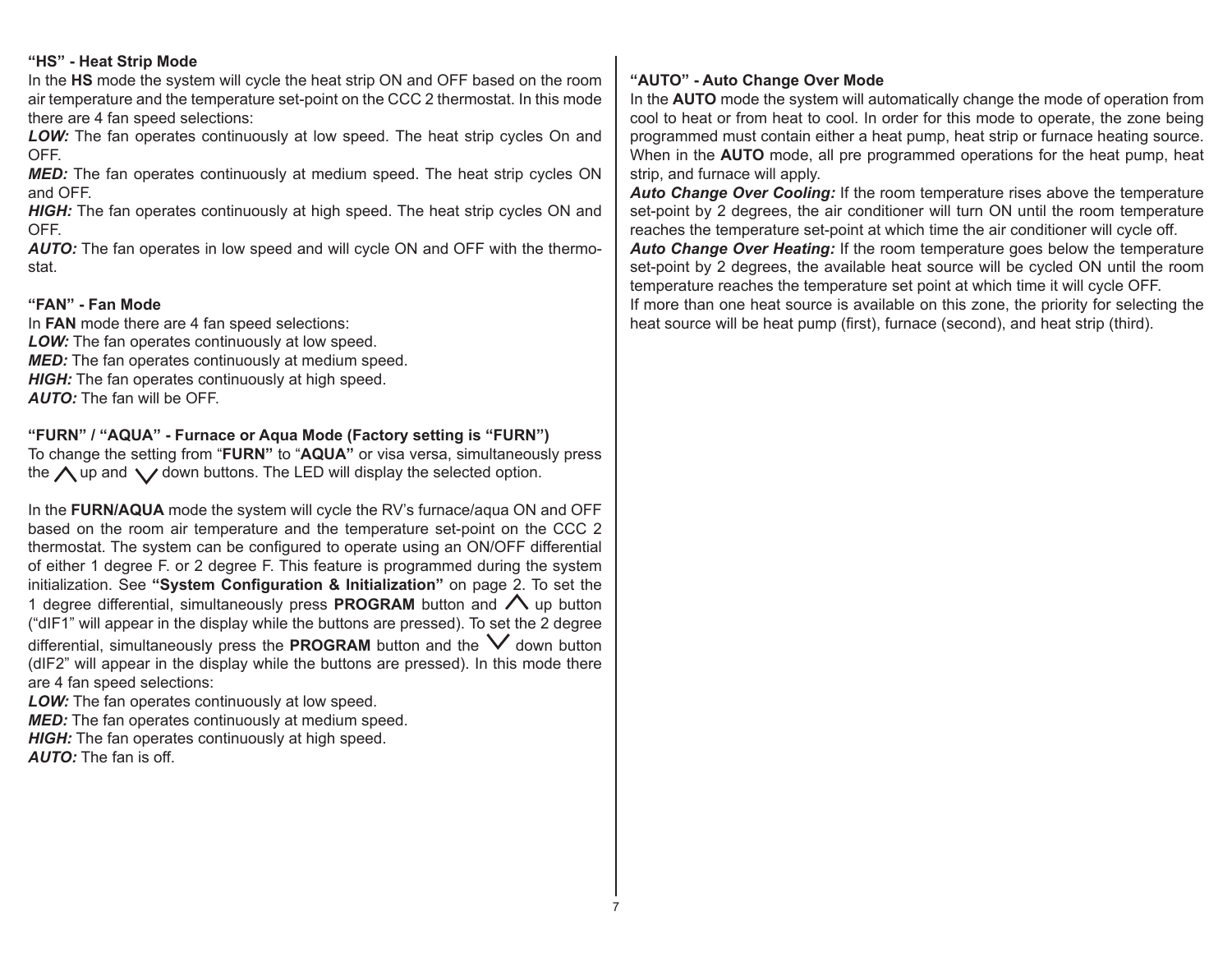### "HS" - Heat Strip Mode

In the **HS** mode the system will cycle the heat strip ON and OFF based on the room air temperature and the temperature set-point on the CCC 2 thermostat. In this mode there are 4 fan speed selections:

***LOW:*** The fan operates continuously at low speed. The heat strip cycles On and OFF.

***MED:*** The fan operates continuously at medium speed. The heat strip cycles ON and OFF.

***HIGH:*** The fan operates continuously at high speed. The heat strip cycles ON and OFF.

***AUTO:*** The fan operates in low speed and will cycle ON and OFF with the thermostat.

### "FAN" - Fan Mode

In **FAN** mode there are 4 fan speed selections:

***LOW:*** The fan operates continuously at low speed.

***MED:*** The fan operates continuously at medium speed.

***HIGH:*** The fan operates continuously at high speed.

***AUTO:*** The fan will be OFF.

### "FURN" / "AQUA" - Furnace or Aqua Mode (Factory setting is "FURN")

To change the setting from "**FURN"** to "**AQUA"** or visa versa, simultaneously press the ⋀ up and ⋁ down buttons. The LED will display the selected option.

In the **FURN/AQUA** mode the system will cycle the RV's furnace/aqua ON and OFF based on the room air temperature and the temperature set-point on the CCC 2 thermostat. The system can be configured to operate using an ON/OFF differential of either 1 degree F. or 2 degree F. This feature is programmed during the system initialization. See **"System Configuration & Initialization"** on page 2. To set the 1 degree differential, simultaneously press **PROGRAM** button and ⋀ up button ("dIF1" will appear in the display while the buttons are pressed). To set the 2 degree differential, simultaneously press the **PROGRAM** button and the ⋁ down button (dIF2" will appear in the display while the buttons are pressed). In this mode there are 4 fan speed selections:

***LOW:*** The fan operates continuously at low speed.

***MED:*** The fan operates continuously at medium speed.

***HIGH:*** The fan operates continuously at high speed.

***AUTO:*** The fan is off.

### "AUTO" - Auto Change Over Mode

In the **AUTO** mode the system will automatically change the mode of operation from cool to heat or from heat to cool. In order for this mode to operate, the zone being programmed must contain either a heat pump, heat strip or furnace heating source. When in the **AUTO** mode, all pre programmed operations for the heat pump, heat strip, and furnace will apply.

***Auto Change Over Cooling:*** If the room temperature rises above the temperature set-point by 2 degrees, the air conditioner will turn ON until the room temperature reaches the temperature set-point at which time the air conditioner will cycle off.

***Auto Change Over Heating:*** If the room temperature goes below the temperature set-point by 2 degrees, the available heat source will be cycled ON until the room temperature reaches the temperature set point at which time it will cycle OFF.

If more than one heat source is available on this zone, the priority for selecting the heat source will be heat pump (first), furnace (second), and heat strip (third).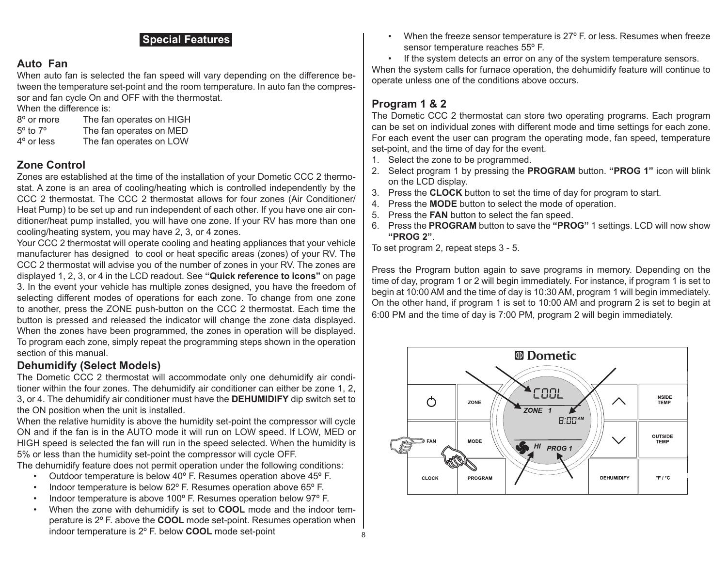## Special Features

### Auto Fan

When auto fan is selected the fan speed will vary depending on the difference between the temperature set-point and the room temperature. In auto fan the compressor and fan cycle On and OFF with the thermostat.

When the difference is:

| | |
|---|---|
| 8º or more | The fan operates on HIGH |
| 5º to 7º | The fan operates on MED |
| 4º or less | The fan operates on LOW |

### Zone Control

Zones are established at the time of the installation of your Dometic CCC 2 thermostat. A zone is an area of cooling/heating which is controlled independently by the CCC 2 thermostat. The CCC 2 thermostat allows for four zones (Air Conditioner/Heat Pump) to be set up and run independent of each other. If you have one air conditioner/heat pump installed, you will have one zone. If your RV has more than one cooling/heating system, you may have 2, 3, or 4 zones.

Your CCC 2 thermostat will operate cooling and heating appliances that your vehicle manufacturer has designed to cool or heat specific areas (zones) of your RV. The CCC 2 thermostat will advise you of the number of zones in your RV. The zones are displayed 1, 2, 3, or 4 in the LCD readout. See **"Quick reference to icons"** on page 3. In the event your vehicle has multiple zones designed, you have the freedom of selecting different modes of operations for each zone. To change from one zone to another, press the ZONE push-button on the CCC 2 thermostat. Each time the button is pressed and released the indicator will change the zone data displayed. When the zones have been programmed, the zones in operation will be displayed. To program each zone, simply repeat the programming steps shown in the operation section of this manual.

### Dehumidify (Select Models)

The Dometic CCC 2 thermostat will accommodate only one dehumidify air conditioner within the four zones. The dehumidify air conditioner can either be zone 1, 2, 3, or 4. The dehumidify air conditioner must have the **DEHUMIDIFY** dip switch set to the ON position when the unit is installed.

When the relative humidity is above the humidity set-point the compressor will cycle ON and if the fan is in the AUTO mode it will run on LOW speed. If LOW, MED or HIGH speed is selected the fan will run in the speed selected. When the humidity is 5% or less than the humidity set-point the compressor will cycle OFF.

The dehumidify feature does not permit operation under the following conditions:

- Outdoor temperature is below 40º F. Resumes operation above 45º F.
- Indoor temperature is below 62º F. Resumes operation above 65º F.
- Indoor temperature is above 100º F. Resumes operation below 97º F.
- When the zone with dehumidify is set to **COOL** mode and the indoor temperature is 2º F. above the **COOL** mode set-point. Resumes operation when indoor temperature is 2º F. below **COOL** mode set-point
- When the freeze sensor temperature is 27º F. or less. Resumes when freeze sensor temperature reaches 55º F.
- If the system detects an error on any of the system temperature sensors.

When the system calls for furnace operation, the dehumidify feature will continue to operate unless one of the conditions above occurs.

### Program 1 & 2

The Dometic CCC 2 thermostat can store two operating programs. Each program can be set on individual zones with different mode and time settings for each zone. For each event the user can program the operating mode, fan speed, temperature set-point, and the time of day for the event.

1. Select the zone to be programmed.
2. Select program 1 by pressing the **PROGRAM** button. **"PROG 1"** icon will blink on the LCD display.
3. Press the **CLOCK** button to set the time of day for program to start.
4. Press the **MODE** button to select the mode of operation.
5. Press the **FAN** button to select the fan speed.
6. Press the **PROGRAM** button to save the **"PROG"** 1 settings. LCD will now show **"PROG 2"**.

To set program 2, repeat steps 3 - 5.

Press the Program button again to save programs in memory. Depending on the time of day, program 1 or 2 will begin immediately. For instance, if program 1 is set to begin at 10:00 AM and the time of day is 10:30 AM, program 1 will begin immediately. On the other hand, if program 1 is set to 10:00 AM and program 2 is set to begin at 6:00 PM and the time of day is 7:00 PM, program 2 will begin immediately.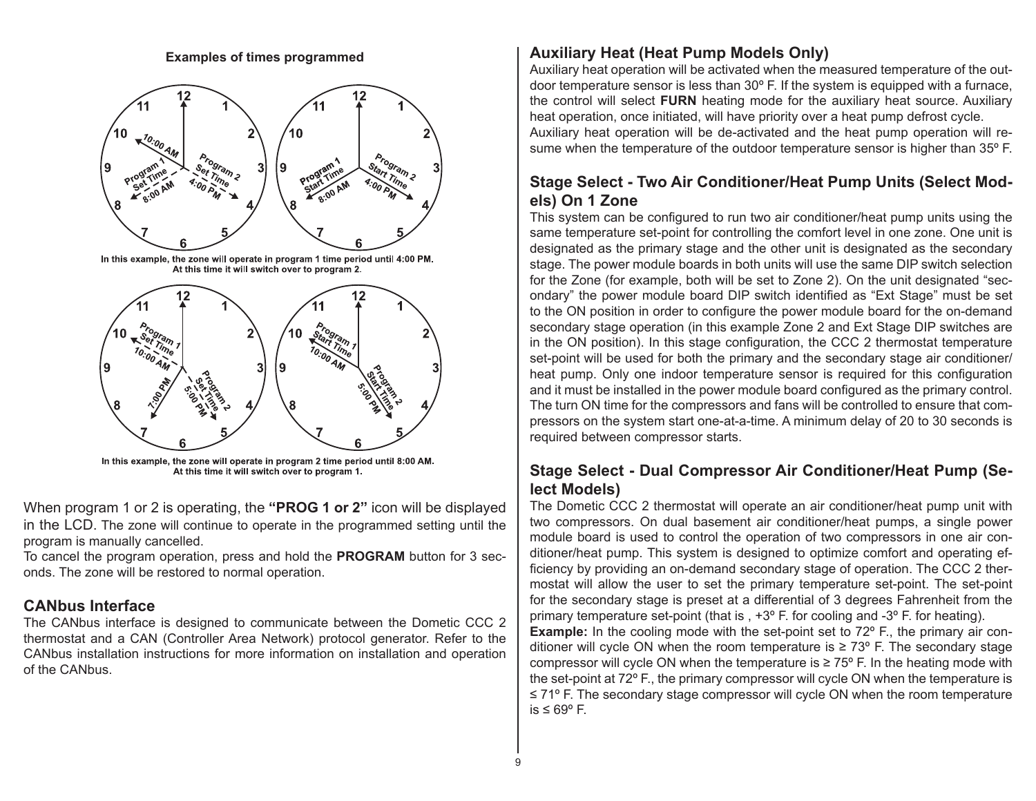**Examples of times programmed**

In this example, the zone will operate in program 1 time period until 4:00 PM. At this time it will switch over to program 2.

In this example, the zone will operate in program 2 time period until 8:00 AM. At this time it will switch over to program 1.

When program 1 or 2 is operating, the **"PROG 1 or 2"** icon will be displayed in the LCD. The zone will continue to operate in the programmed setting until the program is manually cancelled.

To cancel the program operation, press and hold the **PROGRAM** button for 3 seconds. The zone will be restored to normal operation.

## CANbus Interface

The CANbus interface is designed to communicate between the Dometic CCC 2 thermostat and a CAN (Controller Area Network) protocol generator. Refer to the CANbus installation instructions for more information on installation and operation of the CANbus.

## Auxiliary Heat (Heat Pump Models Only)

Auxiliary heat operation will be activated when the measured temperature of the outdoor temperature sensor is less than 30º F. If the system is equipped with a furnace, the control will select **FURN** heating mode for the auxiliary heat source. Auxiliary heat operation, once initiated, will have priority over a heat pump defrost cycle.

Auxiliary heat operation will be de-activated and the heat pump operation will resume when the temperature of the outdoor temperature sensor is higher than 35º F.

## Stage Select - Two Air Conditioner/Heat Pump Units (Select Models) On 1 Zone

This system can be configured to run two air conditioner/heat pump units using the same temperature set-point for controlling the comfort level in one zone. One unit is designated as the primary stage and the other unit is designated as the secondary stage. The power module boards in both units will use the same DIP switch selection for the Zone (for example, both will be set to Zone 2). On the unit designated "secondary" the power module board DIP switch identified as "Ext Stage" must be set to the ON position in order to configure the power module board for the on-demand secondary stage operation (in this example Zone 2 and Ext Stage DIP switches are in the ON position). In this stage configuration, the CCC 2 thermostat temperature set-point will be used for both the primary and the secondary stage air conditioner/heat pump. Only one indoor temperature sensor is required for this configuration and it must be installed in the power module board configured as the primary control. The turn ON time for the compressors and fans will be controlled to ensure that compressors on the system start one-at-a-time. A minimum delay of 20 to 30 seconds is required between compressor starts.

## Stage Select - Dual Compressor Air Conditioner/Heat Pump (Select Models)

The Dometic CCC 2 thermostat will operate an air conditioner/heat pump unit with two compressors. On dual basement air conditioner/heat pumps, a single power module board is used to control the operation of two compressors in one air conditioner/heat pump. This system is designed to optimize comfort and operating efficiency by providing an on-demand secondary stage of operation. The CCC 2 thermostat will allow the user to set the primary temperature set-point. The set-point for the secondary stage is preset at a differential of 3 degrees Fahrenheit from the primary temperature set-point (that is , +3º F. for cooling and -3º F. for heating).

**Example:** In the cooling mode with the set-point set to 72º F., the primary air conditioner will cycle ON when the room temperature is ≥ 73º F. The secondary stage compressor will cycle ON when the temperature is ≥ 75º F. In the heating mode with the set-point at 72º F., the primary compressor will cycle ON when the temperature is ≤ 71º F. The secondary stage compressor will cycle ON when the room temperature is ≤ 69º F.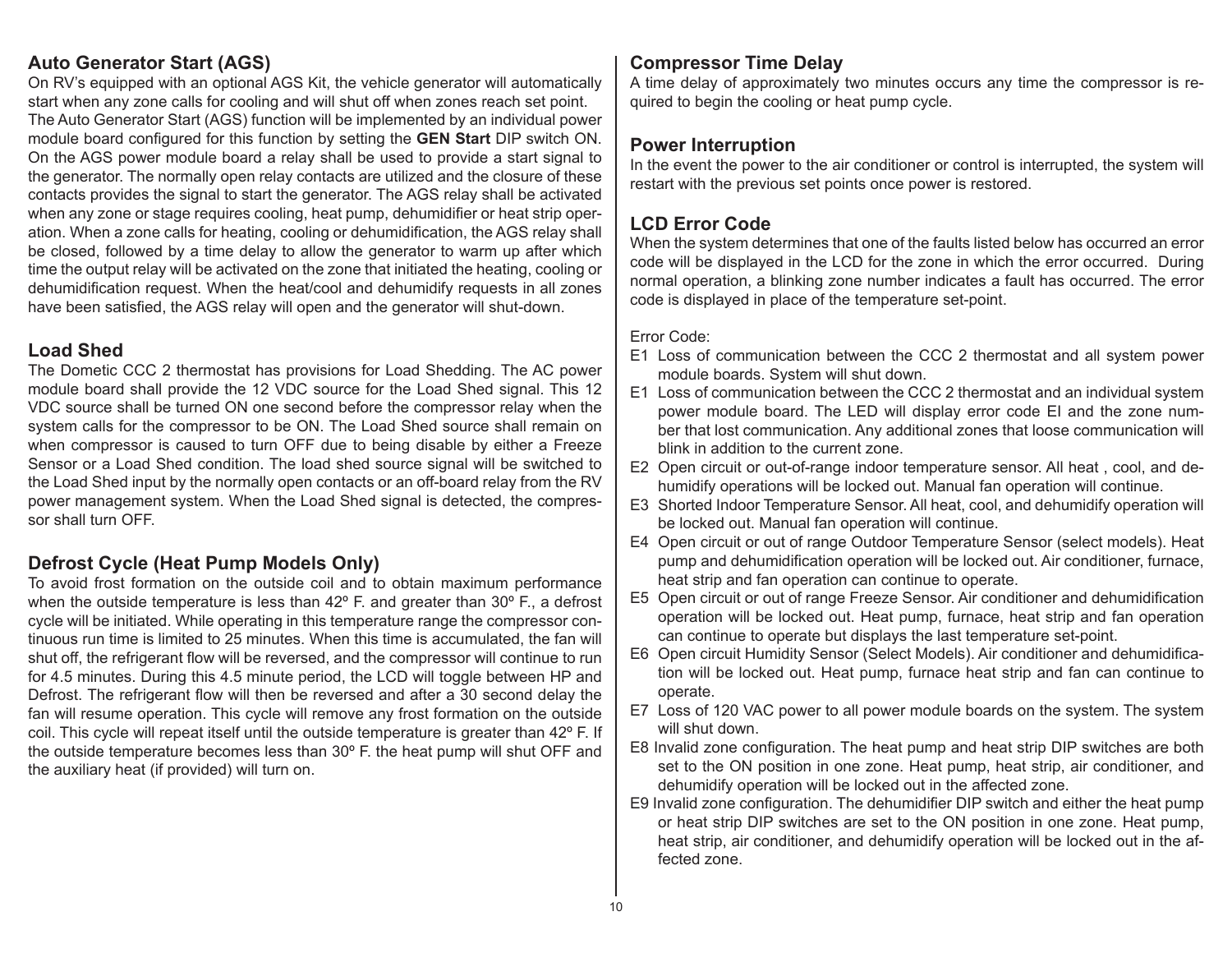## Auto Generator Start (AGS)

On RV's equipped with an optional AGS Kit, the vehicle generator will automatically start when any zone calls for cooling and will shut off when zones reach set point. The Auto Generator Start (AGS) function will be implemented by an individual power module board configured for this function by setting the **GEN Start** DIP switch ON. On the AGS power module board a relay shall be used to provide a start signal to the generator. The normally open relay contacts are utilized and the closure of these contacts provides the signal to start the generator. The AGS relay shall be activated when any zone or stage requires cooling, heat pump, dehumidifier or heat strip operation. When a zone calls for heating, cooling or dehumidification, the AGS relay shall be closed, followed by a time delay to allow the generator to warm up after which time the output relay will be activated on the zone that initiated the heating, cooling or dehumidification request. When the heat/cool and dehumidify requests in all zones have been satisfied, the AGS relay will open and the generator will shut-down.

## Load Shed

The Dometic CCC 2 thermostat has provisions for Load Shedding. The AC power module board shall provide the 12 VDC source for the Load Shed signal. This 12 VDC source shall be turned ON one second before the compressor relay when the system calls for the compressor to be ON. The Load Shed source shall remain on when compressor is caused to turn OFF due to being disable by either a Freeze Sensor or a Load Shed condition. The load shed source signal will be switched to the Load Shed input by the normally open contacts or an off-board relay from the RV power management system. When the Load Shed signal is detected, the compressor shall turn OFF.

## Defrost Cycle (Heat Pump Models Only)

To avoid frost formation on the outside coil and to obtain maximum performance when the outside temperature is less than 42º F. and greater than 30º F., a defrost cycle will be initiated. While operating in this temperature range the compressor continuous run time is limited to 25 minutes. When this time is accumulated, the fan will shut off, the refrigerant flow will be reversed, and the compressor will continue to run for 4.5 minutes. During this 4.5 minute period, the LCD will toggle between HP and Defrost. The refrigerant flow will then be reversed and after a 30 second delay the fan will resume operation. This cycle will remove any frost formation on the outside coil. This cycle will repeat itself until the outside temperature is greater than 42º F. If the outside temperature becomes less than 30º F. the heat pump will shut OFF and the auxiliary heat (if provided) will turn on.

## Compressor Time Delay

A time delay of approximately two minutes occurs any time the compressor is required to begin the cooling or heat pump cycle.

## Power Interruption

In the event the power to the air conditioner or control is interrupted, the system will restart with the previous set points once power is restored.

## LCD Error Code

When the system determines that one of the faults listed below has occurred an error code will be displayed in the LCD for the zone in which the error occurred. During normal operation, a blinking zone number indicates a fault has occurred. The error code is displayed in place of the temperature set-point.

Error Code:

- E1 Loss of communication between the CCC 2 thermostat and all system power module boards. System will shut down.
- E1 Loss of communication between the CCC 2 thermostat and an individual system power module board. The LED will display error code EI and the zone number that lost communication. Any additional zones that loose communication will blink in addition to the current zone.
- E2 Open circuit or out-of-range indoor temperature sensor. All heat , cool, and dehumidify operations will be locked out. Manual fan operation will continue.
- E3 Shorted Indoor Temperature Sensor. All heat, cool, and dehumidify operation will be locked out. Manual fan operation will continue.
- E4 Open circuit or out of range Outdoor Temperature Sensor (select models). Heat pump and dehumidification operation will be locked out. Air conditioner, furnace, heat strip and fan operation can continue to operate.
- E5 Open circuit or out of range Freeze Sensor. Air conditioner and dehumidification operation will be locked out. Heat pump, furnace, heat strip and fan operation can continue to operate but displays the last temperature set-point.
- E6 Open circuit Humidity Sensor (Select Models). Air conditioner and dehumidification will be locked out. Heat pump, furnace heat strip and fan can continue to operate.
- E7 Loss of 120 VAC power to all power module boards on the system. The system will shut down.
- E8 Invalid zone configuration. The heat pump and heat strip DIP switches are both set to the ON position in one zone. Heat pump, heat strip, air conditioner, and dehumidify operation will be locked out in the affected zone.
- E9 Invalid zone configuration. The dehumidifier DIP switch and either the heat pump or heat strip DIP switches are set to the ON position in one zone. Heat pump, heat strip, air conditioner, and dehumidify operation will be locked out in the affected zone.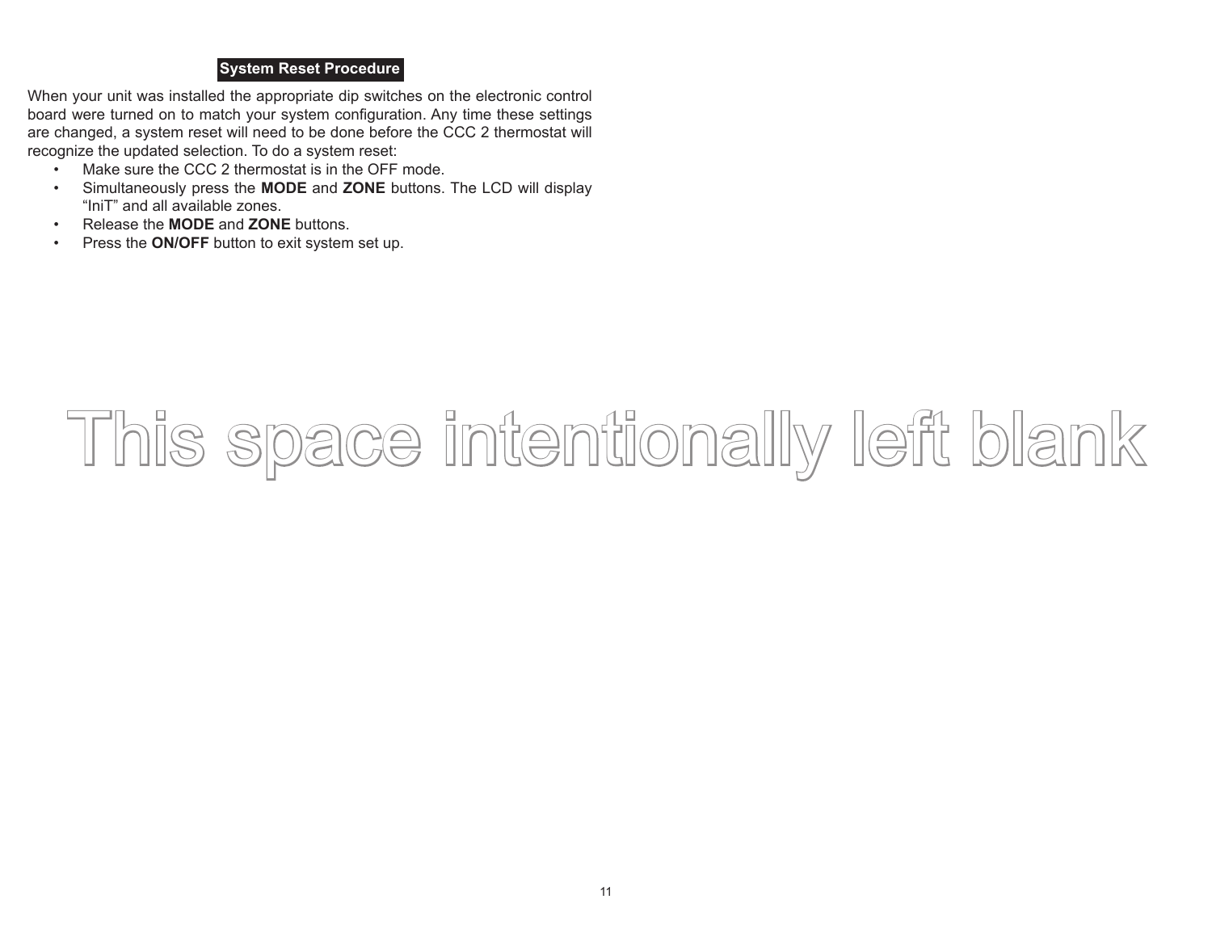## System Reset Procedure

When your unit was installed the appropriate dip switches on the electronic control board were turned on to match your system configuration. Any time these settings are changed, a system reset will need to be done before the CCC 2 thermostat will recognize the updated selection. To do a system reset:

- Make sure the CCC 2 thermostat is in the OFF mode.
- Simultaneously press the **MODE** and **ZONE** buttons. The LCD will display “IniT” and all available zones.
- Release the **MODE** and **ZONE** buttons.
- Press the **ON/OFF** button to exit system set up.

This space intentionally left blank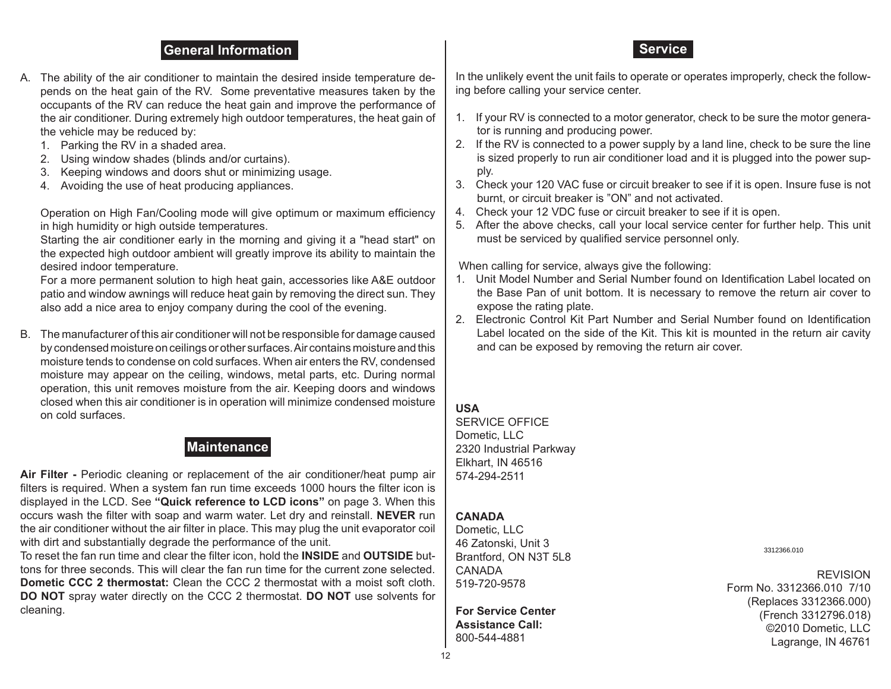## General Information

A. The ability of the air conditioner to maintain the desired inside temperature depends on the heat gain of the RV. Some preventative measures taken by the occupants of the RV can reduce the heat gain and improve the performance of the air conditioner. During extremely high outdoor temperatures, the heat gain of the vehicle may be reduced by:
   1. Parking the RV in a shaded area.
   2. Using window shades (blinds and/or curtains).
   3. Keeping windows and doors shut or minimizing usage.
   4. Avoiding the use of heat producing appliances.

   Operation on High Fan/Cooling mode will give optimum or maximum efficiency in high humidity or high outside temperatures.
   Starting the air conditioner early in the morning and giving it a "head start" on the expected high outdoor ambient will greatly improve its ability to maintain the desired indoor temperature.
   For a more permanent solution to high heat gain, accessories like A&E outdoor patio and window awnings will reduce heat gain by removing the direct sun. They also add a nice area to enjoy company during the cool of the evening.

B. The manufacturer of this air conditioner will not be responsible for damage caused by condensed moisture on ceilings or other surfaces. Air contains moisture and this moisture tends to condense on cold surfaces. When air enters the RV, condensed moisture may appear on the ceiling, windows, metal parts, etc. During normal operation, this unit removes moisture from the air. Keeping doors and windows closed when this air conditioner is in operation will minimize condensed moisture on cold surfaces.

## Maintenance

**Air Filter -** Periodic cleaning or replacement of the air conditioner/heat pump air filters is required. When a system fan run time exceeds 1000 hours the filter icon is displayed in the LCD. See **"Quick reference to LCD icons"** on page 3. When this occurs wash the filter with soap and warm water. Let dry and reinstall. **NEVER** run the air conditioner without the air filter in place. This may plug the unit evaporator coil with dirt and substantially degrade the performance of the unit.
To reset the fan run time and clear the filter icon, hold the **INSIDE** and **OUTSIDE** buttons for three seconds. This will clear the fan run time for the current zone selected.
**Dometic CCC 2 thermostat:** Clean the CCC 2 thermostat with a moist soft cloth. **DO NOT** spray water directly on the CCC 2 thermostat. **DO NOT** use solvents for cleaning.

## Service

In the unlikely event the unit fails to operate or operates improperly, check the following before calling your service center.

1. If your RV is connected to a motor generator, check to be sure the motor generator is running and producing power.
2. If the RV is connected to a power supply by a land line, check to be sure the line is sized properly to run air conditioner load and it is plugged into the power supply.
3. Check your 120 VAC fuse or circuit breaker to see if it is open. Insure fuse is not burnt, or circuit breaker is "ON" and not activated.
4. Check your 12 VDC fuse or circuit breaker to see if it is open.
5. After the above checks, call your local service center for further help. This unit must be serviced by qualified service personnel only.

When calling for service, always give the following:

1. Unit Model Number and Serial Number found on Identification Label located on the Base Pan of unit bottom. It is necessary to remove the return air cover to expose the rating plate.
2. Electronic Control Kit Part Number and Serial Number found on Identification Label located on the side of the Kit. This kit is mounted in the return air cavity and can be exposed by removing the return air cover.

**USA**
SERVICE OFFICE
Dometic, LLC
2320 Industrial Parkway
Elkhart, IN 46516
574-294-2511

**CANADA**
Dometic, LLC
46 Zatonski, Unit 3
Brantford, ON N3T 5L8
CANADA
519-720-9578

**For Service Center Assistance Call:**
800-544-4881

3312366.010

REVISION
Form No. 3312366.010 7/10
(Replaces 3312366.000)
(French 3312796.018)
©2010 Dometic, LLC
Lagrange, IN 46761